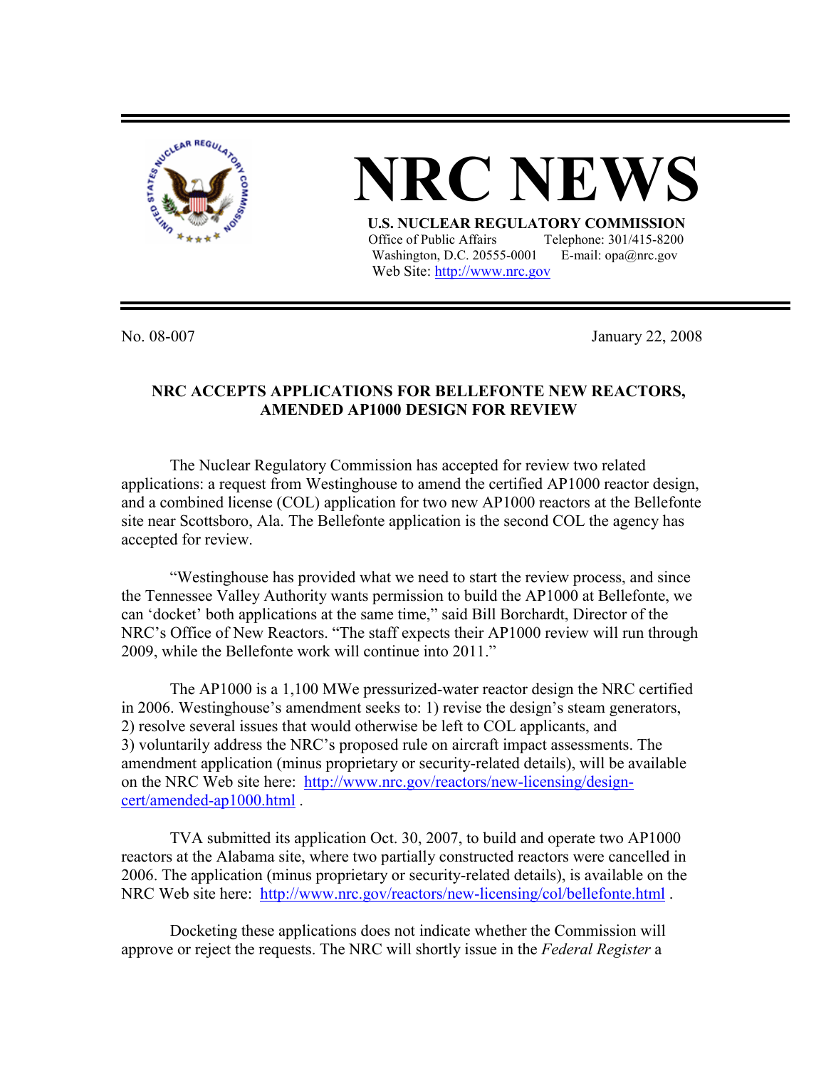# NRC NEWS

**U.S. NUCLEAR REGULATORY COMMISSION**
Office of Public Affairs Telephone: 301/415-8200
Washington, D.C. 20555-0001 E-mail: opa@nrc.gov
Web Site: http://www.nrc.gov

No. 08-007 January 22, 2008

## NRC ACCEPTS APPLICATIONS FOR BELLEFONTE NEW REACTORS, AMENDED AP1000 DESIGN FOR REVIEW

The Nuclear Regulatory Commission has accepted for review two related applications: a request from Westinghouse to amend the certified AP1000 reactor design, and a combined license (COL) application for two new AP1000 reactors at the Bellefonte site near Scottsboro, Ala. The Bellefonte application is the second COL the agency has accepted for review.

"Westinghouse has provided what we need to start the review process, and since the Tennessee Valley Authority wants permission to build the AP1000 at Bellefonte, we can 'docket' both applications at the same time," said Bill Borchardt, Director of the NRC's Office of New Reactors. "The staff expects their AP1000 review will run through 2009, while the Bellefonte work will continue into 2011."

The AP1000 is a 1,100 MWe pressurized-water reactor design the NRC certified in 2006. Westinghouse's amendment seeks to: 1) revise the design's steam generators, 2) resolve several issues that would otherwise be left to COL applicants, and 3) voluntarily address the NRC's proposed rule on aircraft impact assessments. The amendment application (minus proprietary or security-related details), will be available on the NRC Web site here: http://www.nrc.gov/reactors/new-licensing/design-cert/amended-ap1000.html .

TVA submitted its application Oct. 30, 2007, to build and operate two AP1000 reactors at the Alabama site, where two partially constructed reactors were cancelled in 2006. The application (minus proprietary or security-related details), is available on the NRC Web site here: http://www.nrc.gov/reactors/new-licensing/col/bellefonte.html .

Docketing these applications does not indicate whether the Commission will approve or reject the requests. The NRC will shortly issue in the *Federal Register* a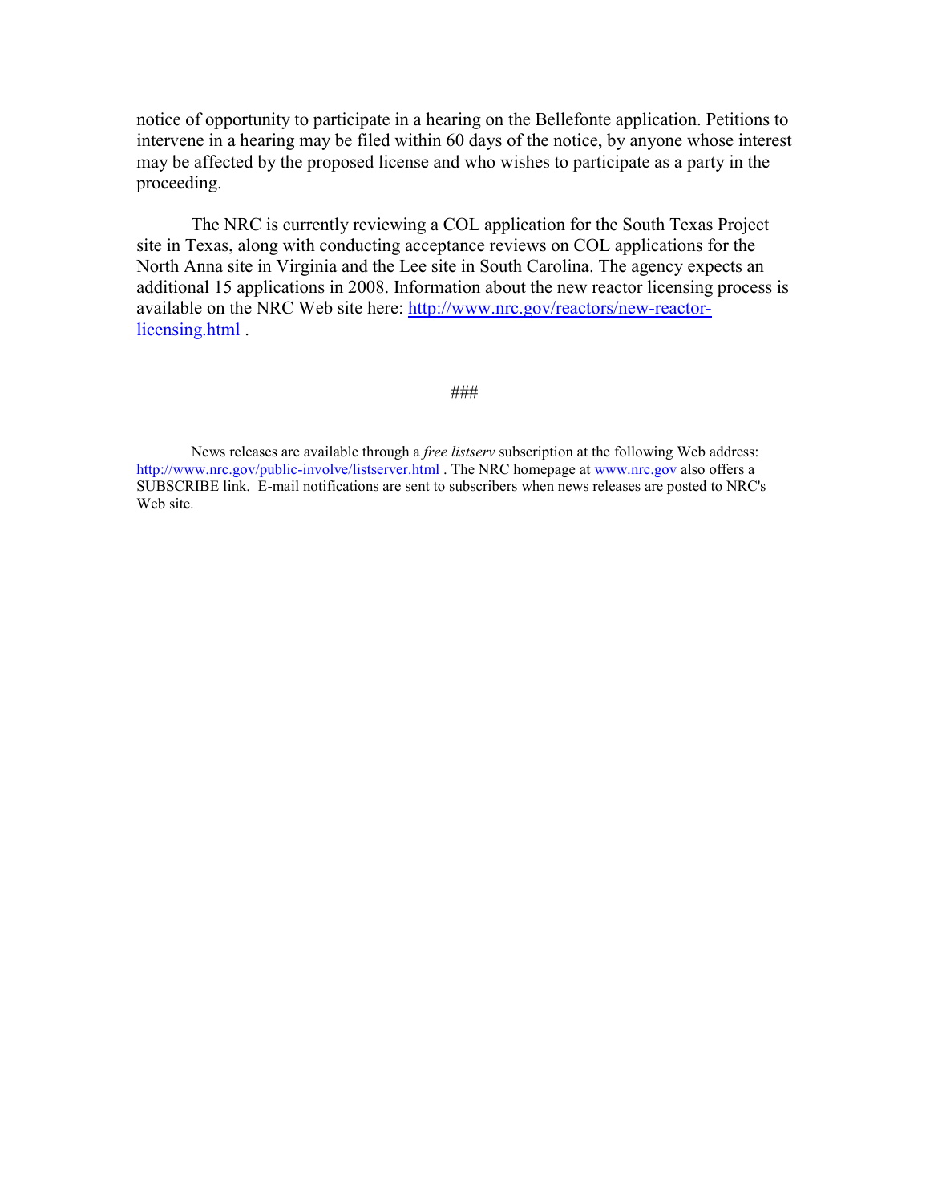notice of opportunity to participate in a hearing on the Bellefonte application. Petitions to intervene in a hearing may be filed within 60 days of the notice, by anyone whose interest may be affected by the proposed license and who wishes to participate as a party in the proceeding.

The NRC is currently reviewing a COL application for the South Texas Project site in Texas, along with conducting acceptance reviews on COL applications for the North Anna site in Virginia and the Lee site in South Carolina. The agency expects an additional 15 applications in 2008. Information about the new reactor licensing process is available on the NRC Web site here: http://www.nrc.gov/reactors/new-reactor-licensing.html .

###

News releases are available through a *free listserv* subscription at the following Web address: http://www.nrc.gov/public-involve/listserver.html . The NRC homepage at www.nrc.gov also offers a SUBSCRIBE link. E-mail notifications are sent to subscribers when news releases are posted to NRC's Web site.